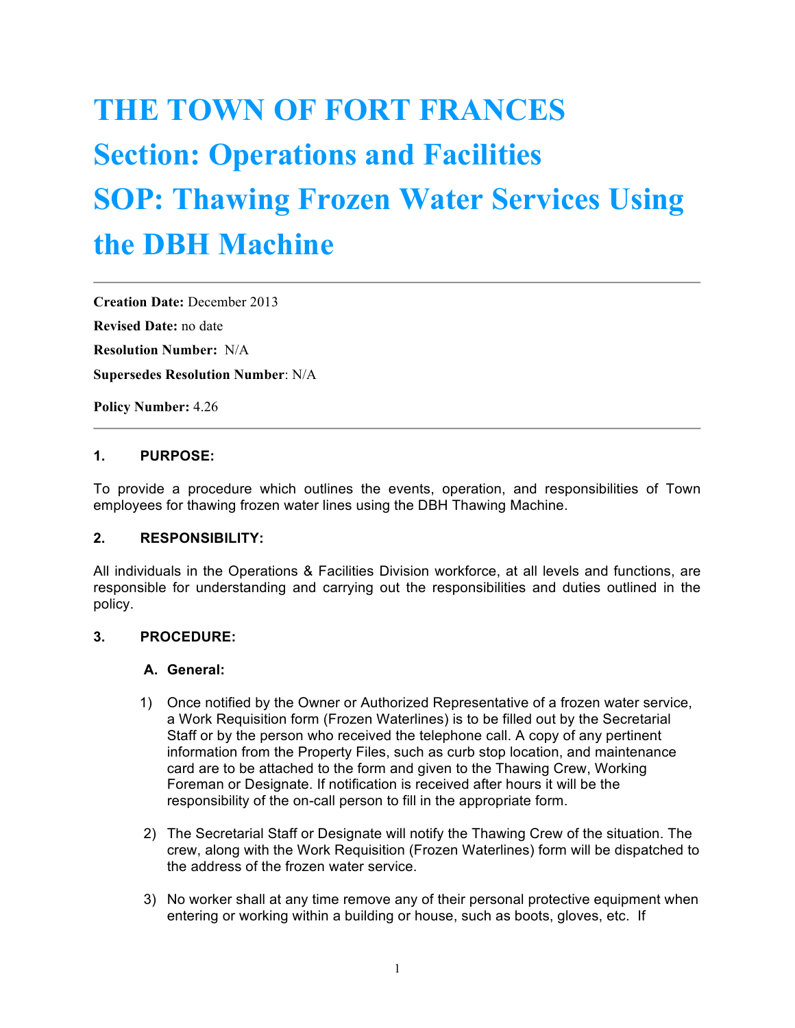# THE TOWN OF FORT FRANCES
# Section: Operations and Facilities
# SOP: Thawing Frozen Water Services Using the DBH Machine

---

**Creation Date:** December 2013

**Revised Date:** no date

**Resolution Number:** N/A

**Supersedes Resolution Number**: N/A

**Policy Number:** 4.26

---

### 1. PURPOSE:

To provide a procedure which outlines the events, operation, and responsibilities of Town employees for thawing frozen water lines using the DBH Thawing Machine.

### 2. RESPONSIBILITY:

All individuals in the Operations & Facilities Division workforce, at all levels and functions, are responsible for understanding and carrying out the responsibilities and duties outlined in the policy.

### 3. PROCEDURE:

#### A. General:

1) Once notified by the Owner or Authorized Representative of a frozen water service, a Work Requisition form (Frozen Waterlines) is to be filled out by the Secretarial Staff or by the person who received the telephone call. A copy of any pertinent information from the Property Files, such as curb stop location, and maintenance card are to be attached to the form and given to the Thawing Crew, Working Foreman or Designate. If notification is received after hours it will be the responsibility of the on-call person to fill in the appropriate form.

2) The Secretarial Staff or Designate will notify the Thawing Crew of the situation. The crew, along with the Work Requisition (Frozen Waterlines) form will be dispatched to the address of the frozen water service.

3) No worker shall at any time remove any of their personal protective equipment when entering or working within a building or house, such as boots, gloves, etc. If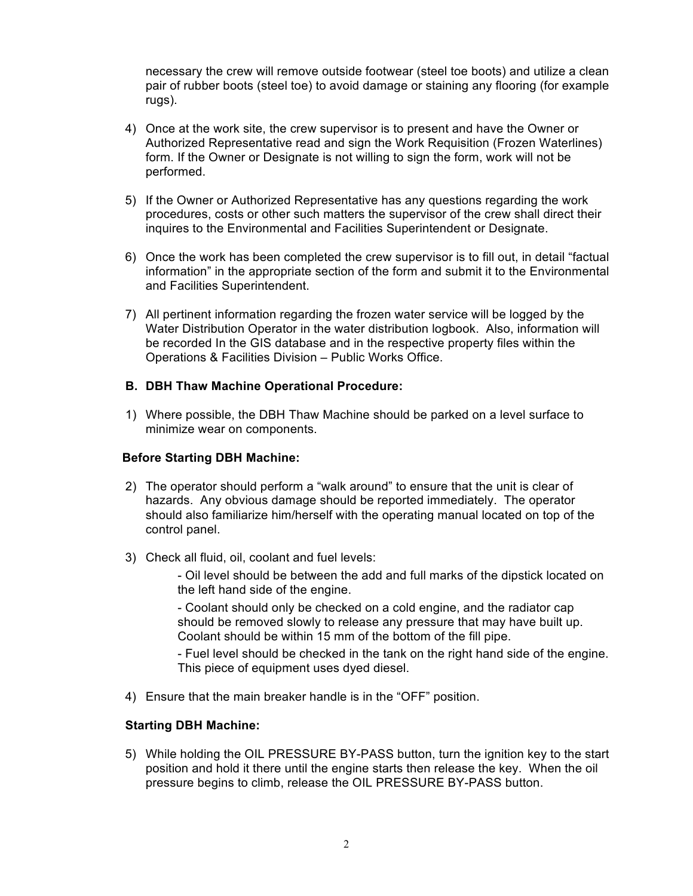necessary the crew will remove outside footwear (steel toe boots) and utilize a clean pair of rubber boots (steel toe) to avoid damage or staining any flooring (for example rugs).

4) Once at the work site, the crew supervisor is to present and have the Owner or Authorized Representative read and sign the Work Requisition (Frozen Waterlines) form. If the Owner or Designate is not willing to sign the form, work will not be performed.

5) If the Owner or Authorized Representative has any questions regarding the work procedures, costs or other such matters the supervisor of the crew shall direct their inquires to the Environmental and Facilities Superintendent or Designate.

6) Once the work has been completed the crew supervisor is to fill out, in detail "factual information" in the appropriate section of the form and submit it to the Environmental and Facilities Superintendent.

7) All pertinent information regarding the frozen water service will be logged by the Water Distribution Operator in the water distribution logbook. Also, information will be recorded In the GIS database and in the respective property files within the Operations & Facilities Division – Public Works Office.

### B. DBH Thaw Machine Operational Procedure:

1) Where possible, the DBH Thaw Machine should be parked on a level surface to minimize wear on components.

**Before Starting DBH Machine:**

2) The operator should perform a "walk around" to ensure that the unit is clear of hazards. Any obvious damage should be reported immediately. The operator should also familiarize him/herself with the operating manual located on top of the control panel.

3) Check all fluid, oil, coolant and fuel levels:

   - Oil level should be between the add and full marks of the dipstick located on the left hand side of the engine.

   - Coolant should only be checked on a cold engine, and the radiator cap should be removed slowly to release any pressure that may have built up. Coolant should be within 15 mm of the bottom of the fill pipe.

   - Fuel level should be checked in the tank on the right hand side of the engine. This piece of equipment uses dyed diesel.

4) Ensure that the main breaker handle is in the "OFF" position.

**Starting DBH Machine:**

5) While holding the OIL PRESSURE BY-PASS button, turn the ignition key to the start position and hold it there until the engine starts then release the key. When the oil pressure begins to climb, release the OIL PRESSURE BY-PASS button.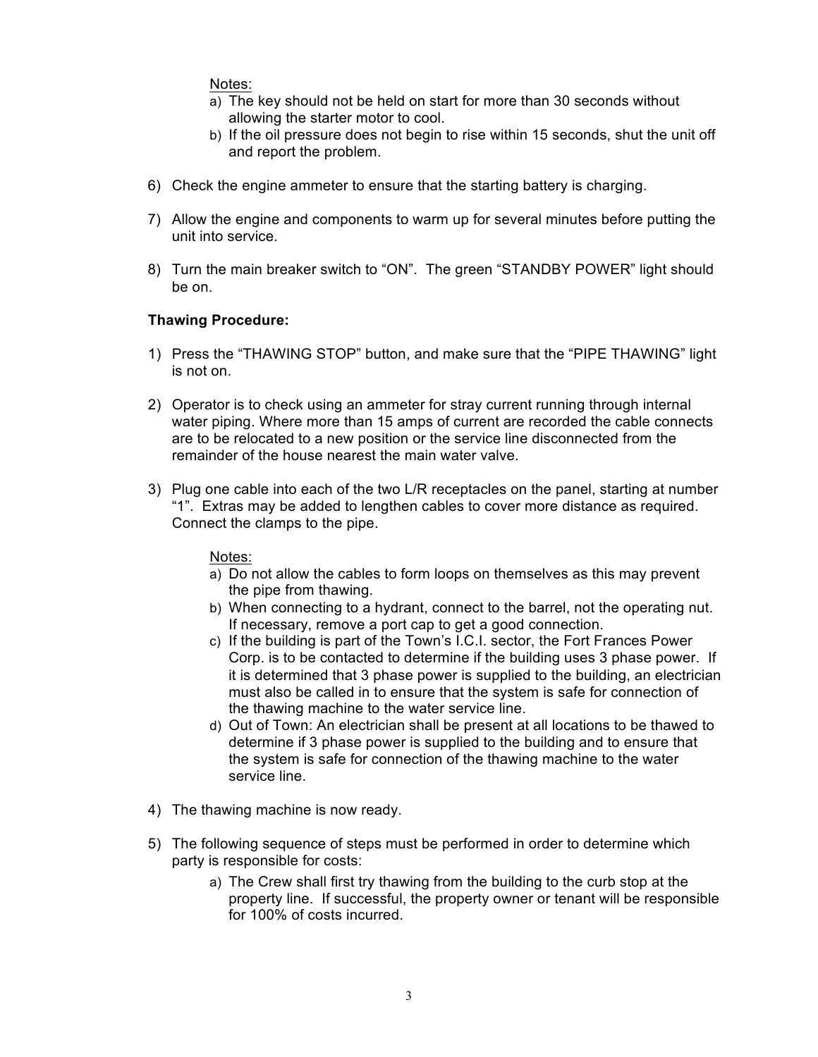Notes:

a) The key should not be held on start for more than 30 seconds without allowing the starter motor to cool.
b) If the oil pressure does not begin to rise within 15 seconds, shut the unit off and report the problem.

6) Check the engine ammeter to ensure that the starting battery is charging.

7) Allow the engine and components to warm up for several minutes before putting the unit into service.

8) Turn the main breaker switch to “ON”. The green “STANDBY POWER” light should be on.

**Thawing Procedure:**

1) Press the “THAWING STOP” button, and make sure that the “PIPE THAWING” light is not on.

2) Operator is to check using an ammeter for stray current running through internal water piping. Where more than 15 amps of current are recorded the cable connects are to be relocated to a new position or the service line disconnected from the remainder of the house nearest the main water valve.

3) Plug one cable into each of the two L/R receptacles on the panel, starting at number “1”. Extras may be added to lengthen cables to cover more distance as required. Connect the clamps to the pipe.

   Notes:

   a) Do not allow the cables to form loops on themselves as this may prevent the pipe from thawing.
   b) When connecting to a hydrant, connect to the barrel, not the operating nut. If necessary, remove a port cap to get a good connection.
   c) If the building is part of the Town’s I.C.I. sector, the Fort Frances Power Corp. is to be contacted to determine if the building uses 3 phase power. If it is determined that 3 phase power is supplied to the building, an electrician must also be called in to ensure that the system is safe for connection of the thawing machine to the water service line.
   d) Out of Town: An electrician shall be present at all locations to be thawed to determine if 3 phase power is supplied to the building and to ensure that the system is safe for connection of the thawing machine to the water service line.

4) The thawing machine is now ready.

5) The following sequence of steps must be performed in order to determine which party is responsible for costs:
   a) The Crew shall first try thawing from the building to the curb stop at the property line. If successful, the property owner or tenant will be responsible for 100% of costs incurred.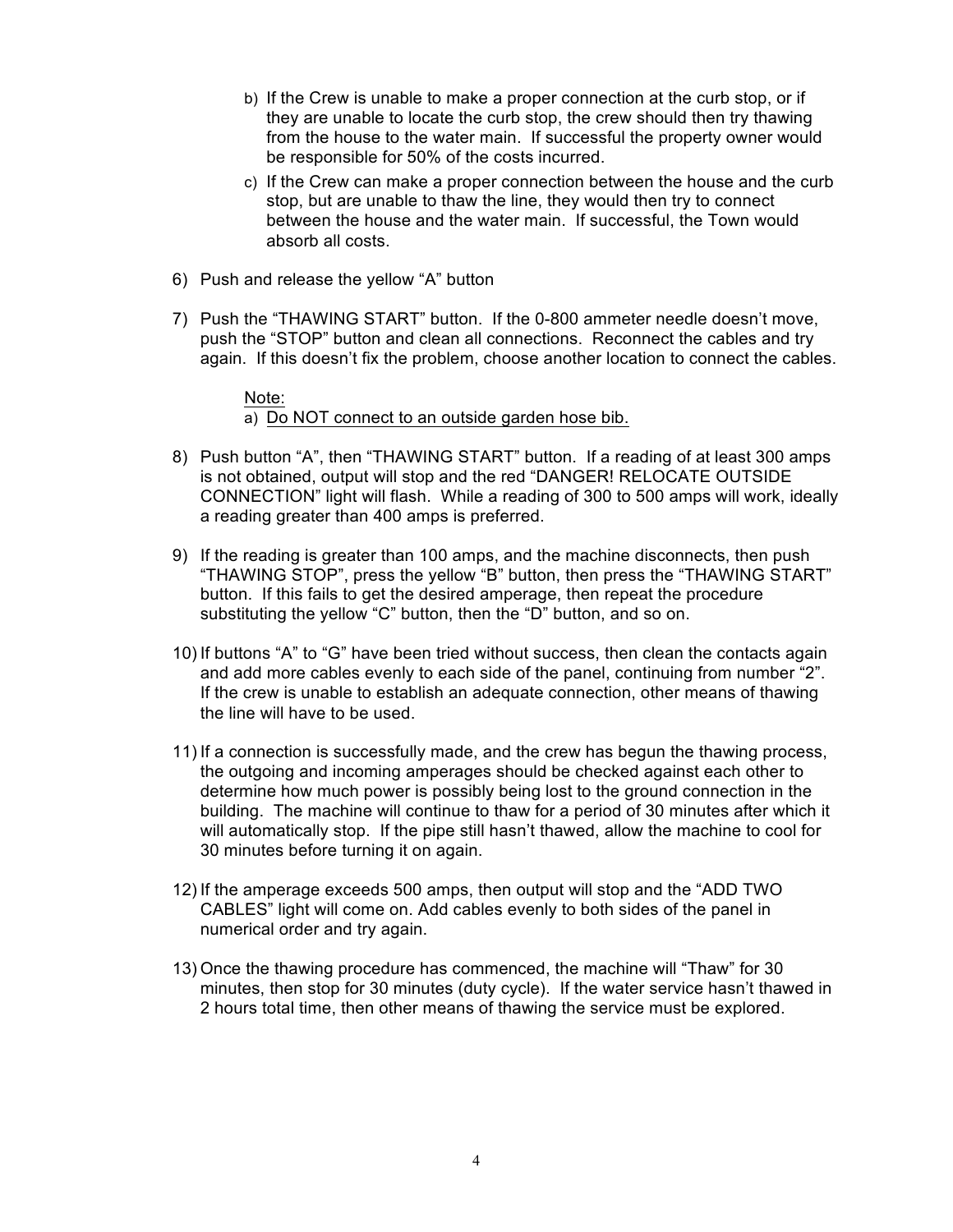b) If the Crew is unable to make a proper connection at the curb stop, or if they are unable to locate the curb stop, the crew should then try thawing from the house to the water main. If successful the property owner would be responsible for 50% of the costs incurred.

   c) If the Crew can make a proper connection between the house and the curb stop, but are unable to thaw the line, they would then try to connect between the house and the water main. If successful, the Town would absorb all costs.

6) Push and release the yellow "A" button

7) Push the "THAWING START" button. If the 0-800 ammeter needle doesn't move, push the "STOP" button and clean all connections. Reconnect the cables and try again. If this doesn't fix the problem, choose another location to connect the cables.

   <u>Note:</u>

   a) <u>Do NOT connect to an outside garden hose bib.</u>

8) Push button "A", then "THAWING START" button. If a reading of at least 300 amps is not obtained, output will stop and the red "DANGER! RELOCATE OUTSIDE CONNECTION" light will flash. While a reading of 300 to 500 amps will work, ideally a reading greater than 400 amps is preferred.

9) If the reading is greater than 100 amps, and the machine disconnects, then push "THAWING STOP", press the yellow "B" button, then press the "THAWING START" button. If this fails to get the desired amperage, then repeat the procedure substituting the yellow "C" button, then the "D" button, and so on.

10) If buttons "A" to "G" have been tried without success, then clean the contacts again and add more cables evenly to each side of the panel, continuing from number "2". If the crew is unable to establish an adequate connection, other means of thawing the line will have to be used.

11) If a connection is successfully made, and the crew has begun the thawing process, the outgoing and incoming amperages should be checked against each other to determine how much power is possibly being lost to the ground connection in the building. The machine will continue to thaw for a period of 30 minutes after which it will automatically stop. If the pipe still hasn't thawed, allow the machine to cool for 30 minutes before turning it on again.

12) If the amperage exceeds 500 amps, then output will stop and the "ADD TWO CABLES" light will come on. Add cables evenly to both sides of the panel in numerical order and try again.

13) Once the thawing procedure has commenced, the machine will "Thaw" for 30 minutes, then stop for 30 minutes (duty cycle). If the water service hasn't thawed in 2 hours total time, then other means of thawing the service must be explored.